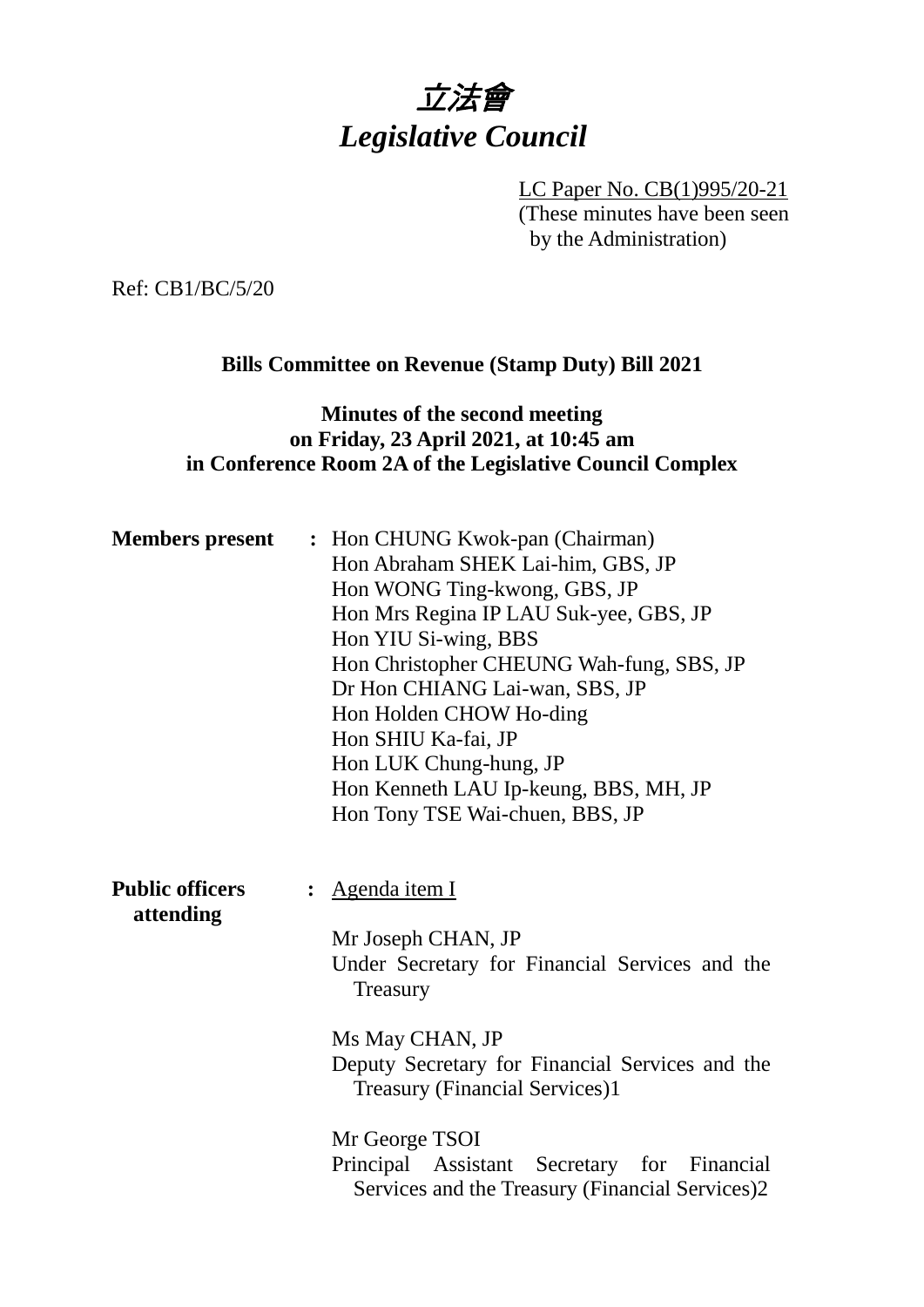# *立法會*
# *Legislative Council*

LC Paper No. CB(1)995/20-21
(These minutes have been seen by the Administration)

Ref: CB1/BC/5/20

**Bills Committee on Revenue (Stamp Duty) Bill 2021**

**Minutes of the second meeting on Friday, 23 April 2021, at 10:45 am in Conference Room 2A of the Legislative Council Complex**

**Members present** : Hon CHUNG Kwok-pan (Chairman)
Hon Abraham SHEK Lai-him, GBS, JP
Hon WONG Ting-kwong, GBS, JP
Hon Mrs Regina IP LAU Suk-yee, GBS, JP
Hon YIU Si-wing, BBS
Hon Christopher CHEUNG Wah-fung, SBS, JP
Dr Hon CHIANG Lai-wan, SBS, JP
Hon Holden CHOW Ho-ding
Hon SHIU Ka-fai, JP
Hon LUK Chung-hung, JP
Hon Kenneth LAU Ip-keung, BBS, MH, JP
Hon Tony TSE Wai-chuen, BBS, JP

**Public officers attending** : Agenda item I

Mr Joseph CHAN, JP
Under Secretary for Financial Services and the Treasury

Ms May CHAN, JP
Deputy Secretary for Financial Services and the Treasury (Financial Services)1

Mr George TSOI
Principal Assistant Secretary for Financial Services and the Treasury (Financial Services)2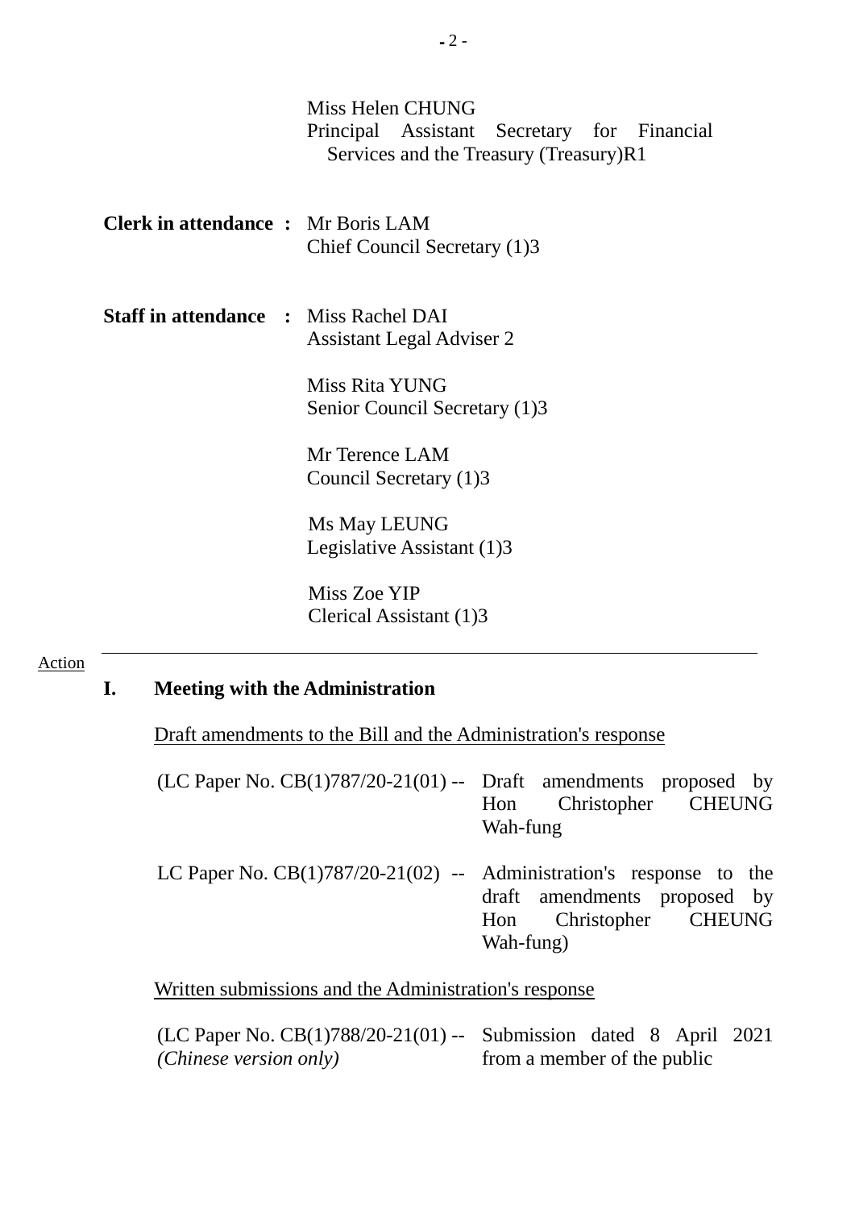Miss Helen CHUNG
Principal Assistant Secretary for Financial Services and the Treasury (Treasury)R1

**Clerk in attendance :** Mr Boris LAM
Chief Council Secretary (1)3

**Staff in attendance :** Miss Rachel DAI
Assistant Legal Adviser 2

Miss Rita YUNG
Senior Council Secretary (1)3

Mr Terence LAM
Council Secretary (1)3

Ms May LEUNG
Legislative Assistant (1)3

Miss Zoe YIP
Clerical Assistant (1)3

---

Action

## I. Meeting with the Administration

Draft amendments to the Bill and the Administration's response

(LC Paper No. CB(1)787/20-21(01) -- Draft amendments proposed by Hon Christopher CHEUNG Wah-fung

LC Paper No. CB(1)787/20-21(02) -- Administration's response to the draft amendments proposed by Hon Christopher CHEUNG Wah-fung)

Written submissions and the Administration's response

(LC Paper No. CB(1)788/20-21(01) -- Submission dated 8 April 2021 from a member of the public
*(Chinese version only)*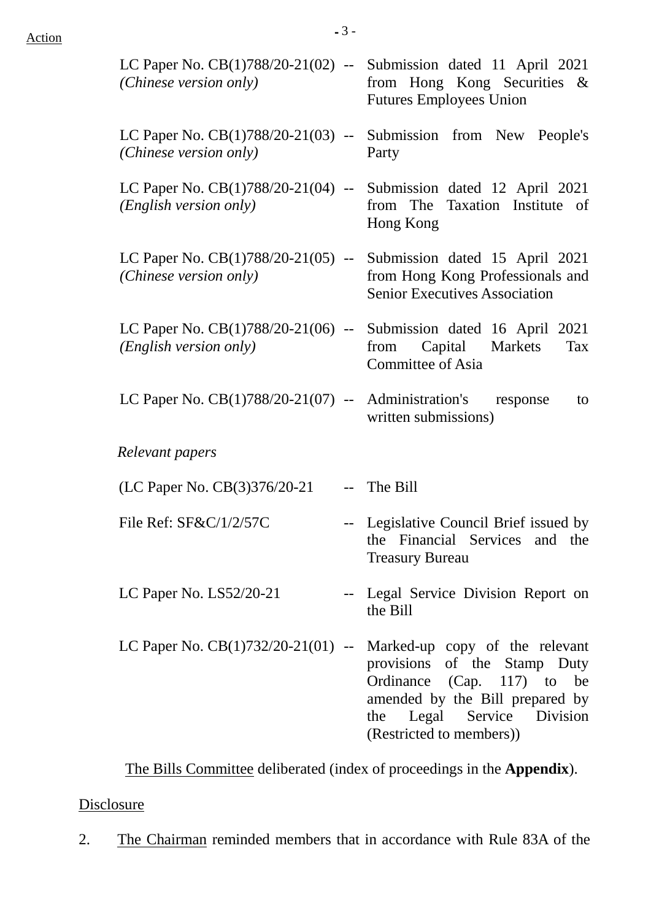LC Paper No. CB(1)788/20-21(02) *(Chinese version only)* -- Submission dated 11 April 2021 from Hong Kong Securities & Futures Employees Union

LC Paper No. CB(1)788/20-21(03) *(Chinese version only)* -- Submission from New People's Party

LC Paper No. CB(1)788/20-21(04) *(English version only)* -- Submission dated 12 April 2021 from The Taxation Institute of Hong Kong

LC Paper No. CB(1)788/20-21(05) *(Chinese version only)* -- Submission dated 15 April 2021 from Hong Kong Professionals and Senior Executives Association

LC Paper No. CB(1)788/20-21(06) *(English version only)* -- Submission dated 16 April 2021 from Capital Markets Tax Committee of Asia

LC Paper No. CB(1)788/20-21(07) -- Administration's response to written submissions)

*Relevant papers*

(LC Paper No. CB(3)376/20-21 -- The Bill

File Ref: SF&C/1/2/57C -- Legislative Council Brief issued by the Financial Services and the Treasury Bureau

LC Paper No. LS52/20-21 -- Legal Service Division Report on the Bill

LC Paper No. CB(1)732/20-21(01) -- Marked-up copy of the relevant provisions of the Stamp Duty Ordinance (Cap. 117) to be amended by the Bill prepared by the Legal Service Division (Restricted to members))

The Bills Committee deliberated (index of proceedings in the **Appendix**).

Disclosure

2. The Chairman reminded members that in accordance with Rule 83A of the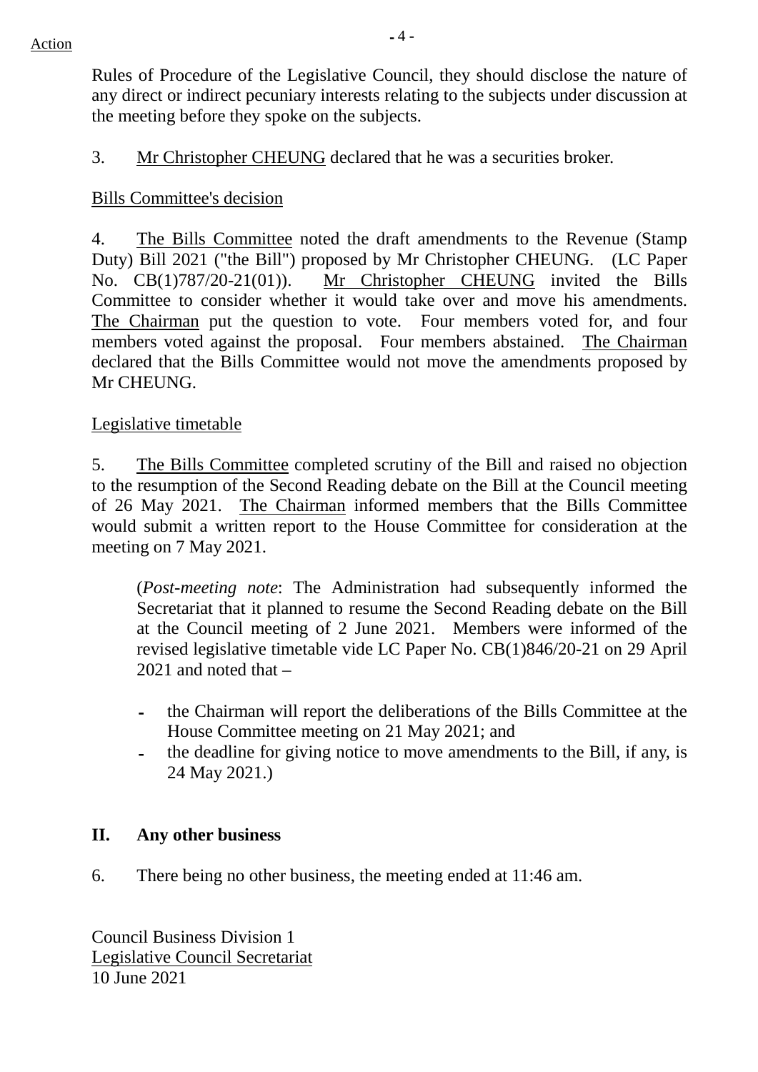Rules of Procedure of the Legislative Council, they should disclose the nature of any direct or indirect pecuniary interests relating to the subjects under discussion at the meeting before they spoke on the subjects.

3. Mr Christopher CHEUNG declared that he was a securities broker.

Bills Committee's decision

4. The Bills Committee noted the draft amendments to the Revenue (Stamp Duty) Bill 2021 ("the Bill") proposed by Mr Christopher CHEUNG. (LC Paper No. CB(1)787/20-21(01)). Mr Christopher CHEUNG invited the Bills Committee to consider whether it would take over and move his amendments. The Chairman put the question to vote. Four members voted for, and four members voted against the proposal. Four members abstained. The Chairman declared that the Bills Committee would not move the amendments proposed by Mr CHEUNG.

Legislative timetable

5. The Bills Committee completed scrutiny of the Bill and raised no objection to the resumption of the Second Reading debate on the Bill at the Council meeting of 26 May 2021. The Chairman informed members that the Bills Committee would submit a written report to the House Committee for consideration at the meeting on 7 May 2021.

(*Post-meeting note*: The Administration had subsequently informed the Secretariat that it planned to resume the Second Reading debate on the Bill at the Council meeting of 2 June 2021. Members were informed of the revised legislative timetable vide LC Paper No. CB(1)846/20-21 on 29 April 2021 and noted that –

- the Chairman will report the deliberations of the Bills Committee at the House Committee meeting on 21 May 2021; and
- the deadline for giving notice to move amendments to the Bill, if any, is 24 May 2021.)

## II. Any other business

6. There being no other business, the meeting ended at 11:46 am.

Council Business Division 1
Legislative Council Secretariat
10 June 2021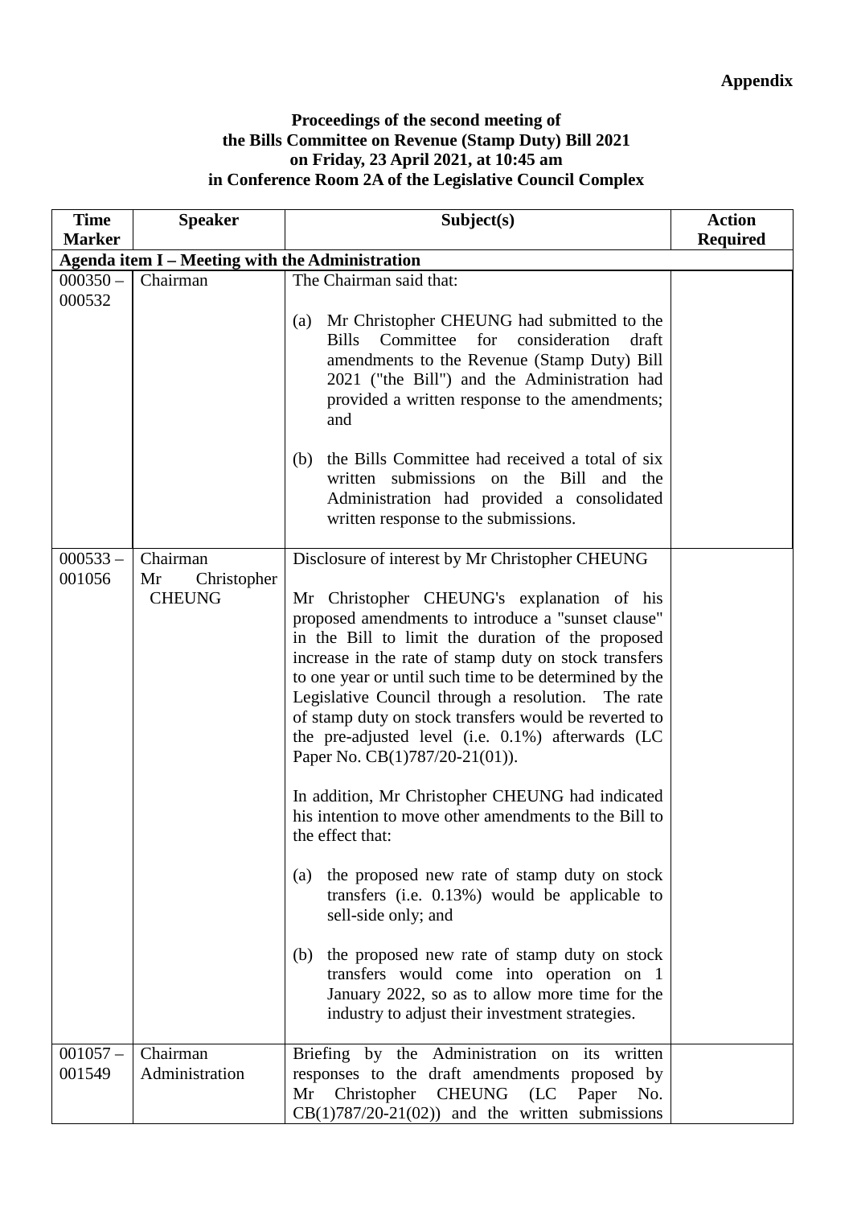**Appendix**

**Proceedings of the second meeting of**
**the Bills Committee on Revenue (Stamp Duty) Bill 2021**
**on Friday, 23 April 2021, at 10:45 am**
**in Conference Room 2A of the Legislative Council Complex**

| Time Marker | Speaker | Subject(s) | Action Required |
|---|---|---|---|
| **Agenda item I – Meeting with the Administration** | | | |
| 000350 – 000532 | Chairman | The Chairman said that:<br><br>(a) Mr Christopher CHEUNG had submitted to the Bills Committee for consideration draft amendments to the Revenue (Stamp Duty) Bill 2021 ("the Bill") and the Administration had provided a written response to the amendments; and<br><br>(b) the Bills Committee had received a total of six written submissions on the Bill and the Administration had provided a consolidated written response to the submissions. | |
| 000533 – 001056 | Chairman<br>Mr Christopher CHEUNG | Disclosure of interest by Mr Christopher CHEUNG<br><br>Mr Christopher CHEUNG's explanation of his proposed amendments to introduce a "sunset clause" in the Bill to limit the duration of the proposed increase in the rate of stamp duty on stock transfers to one year or until such time to be determined by the Legislative Council through a resolution. The rate of stamp duty on stock transfers would be reverted to the pre-adjusted level (i.e. 0.1%) afterwards (LC Paper No. CB(1)787/20-21(01)).<br><br>In addition, Mr Christopher CHEUNG had indicated his intention to move other amendments to the Bill to the effect that:<br><br>(a) the proposed new rate of stamp duty on stock transfers (i.e. 0.13%) would be applicable to sell-side only; and<br><br>(b) the proposed new rate of stamp duty on stock transfers would come into operation on 1 January 2022, so as to allow more time for the industry to adjust their investment strategies. | |
| 001057 – 001549 | Chairman<br>Administration | Briefing by the Administration on its written responses to the draft amendments proposed by Mr Christopher CHEUNG (LC Paper No. CB(1)787/20-21(02)) and the written submissions | |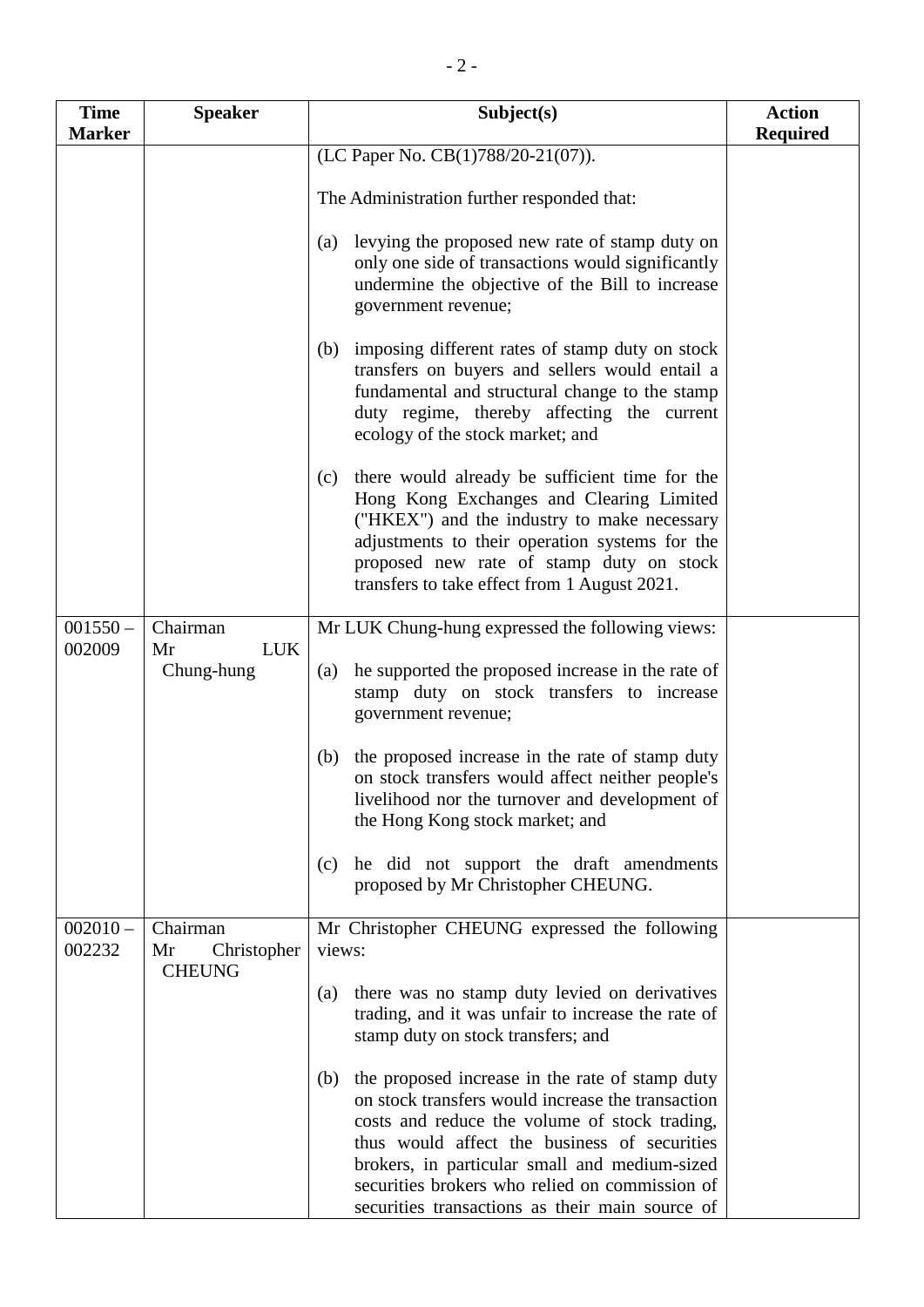| Time Marker | Speaker | Subject(s) | Action Required |
|---|---|---|---|
| | | (LC Paper No. CB(1)788/20-21(07)).<br><br>The Administration further responded that:<br><br>(a) levying the proposed new rate of stamp duty on only one side of transactions would significantly undermine the objective of the Bill to increase government revenue;<br><br>(b) imposing different rates of stamp duty on stock transfers on buyers and sellers would entail a fundamental and structural change to the stamp duty regime, thereby affecting the current ecology of the stock market; and<br><br>(c) there would already be sufficient time for the Hong Kong Exchanges and Clearing Limited ("HKEX") and the industry to make necessary adjustments to their operation systems for the proposed new rate of stamp duty on stock transfers to take effect from 1 August 2021. | |
| 001550 – 002009 | Chairman<br>Mr LUK Chung-hung | Mr LUK Chung-hung expressed the following views:<br><br>(a) he supported the proposed increase in the rate of stamp duty on stock transfers to increase government revenue;<br><br>(b) the proposed increase in the rate of stamp duty on stock transfers would affect neither people's livelihood nor the turnover and development of the Hong Kong stock market; and<br><br>(c) he did not support the draft amendments proposed by Mr Christopher CHEUNG. | |
| 002010 – 002232 | Chairman<br>Mr Christopher CHEUNG | Mr Christopher CHEUNG expressed the following views:<br><br>(a) there was no stamp duty levied on derivatives trading, and it was unfair to increase the rate of stamp duty on stock transfers; and<br><br>(b) the proposed increase in the rate of stamp duty on stock transfers would increase the transaction costs and reduce the volume of stock trading, thus would affect the business of securities brokers, in particular small and medium-sized securities brokers who relied on commission of securities transactions as their main source of | |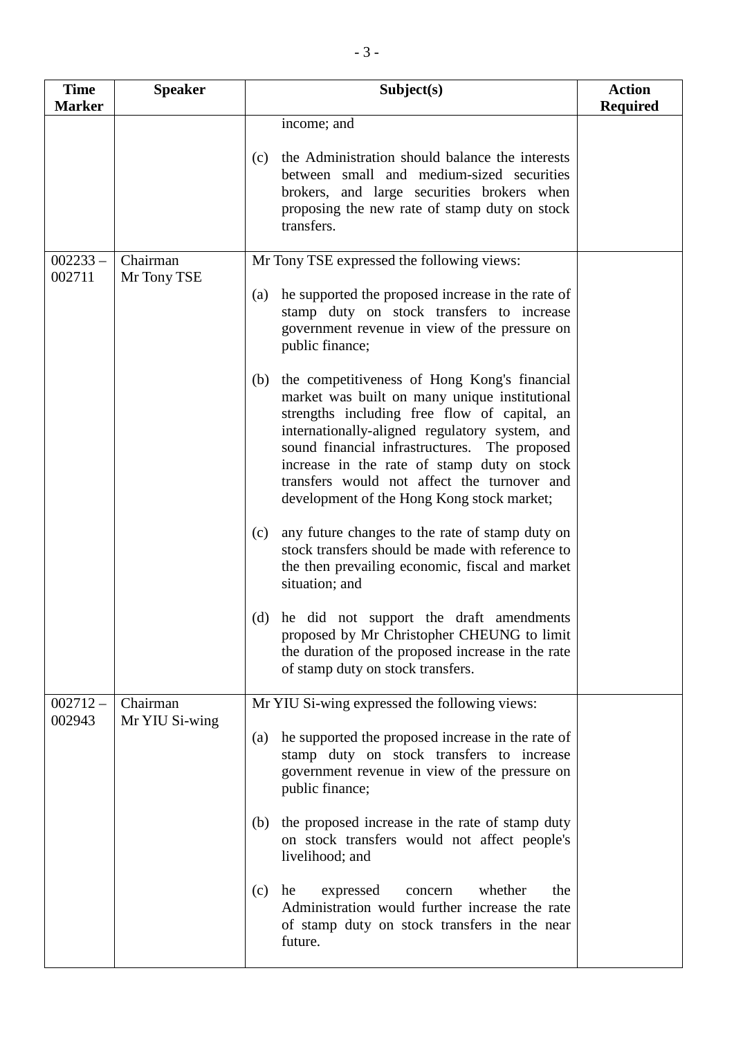| Time Marker | Speaker | Subject(s) | Action Required |
|---|---|---|---|
| | | income; and<br><br>(c) the Administration should balance the interests between small and medium-sized securities brokers, and large securities brokers when proposing the new rate of stamp duty on stock transfers. | |
| 002233 – 002711 | Chairman<br>Mr Tony TSE | Mr Tony TSE expressed the following views:<br><br>(a) he supported the proposed increase in the rate of stamp duty on stock transfers to increase government revenue in view of the pressure on public finance;<br><br>(b) the competitiveness of Hong Kong's financial market was built on many unique institutional strengths including free flow of capital, an internationally-aligned regulatory system, and sound financial infrastructures. The proposed increase in the rate of stamp duty on stock transfers would not affect the turnover and development of the Hong Kong stock market;<br><br>(c) any future changes to the rate of stamp duty on stock transfers should be made with reference to the then prevailing economic, fiscal and market situation; and<br><br>(d) he did not support the draft amendments proposed by Mr Christopher CHEUNG to limit the duration of the proposed increase in the rate of stamp duty on stock transfers. | |
| 002712 – 002943 | Chairman<br>Mr YIU Si-wing | Mr YIU Si-wing expressed the following views:<br><br>(a) he supported the proposed increase in the rate of stamp duty on stock transfers to increase government revenue in view of the pressure on public finance;<br><br>(b) the proposed increase in the rate of stamp duty on stock transfers would not affect people's livelihood; and<br><br>(c) he expressed concern whether the Administration would further increase the rate of stamp duty on stock transfers in the near future. | |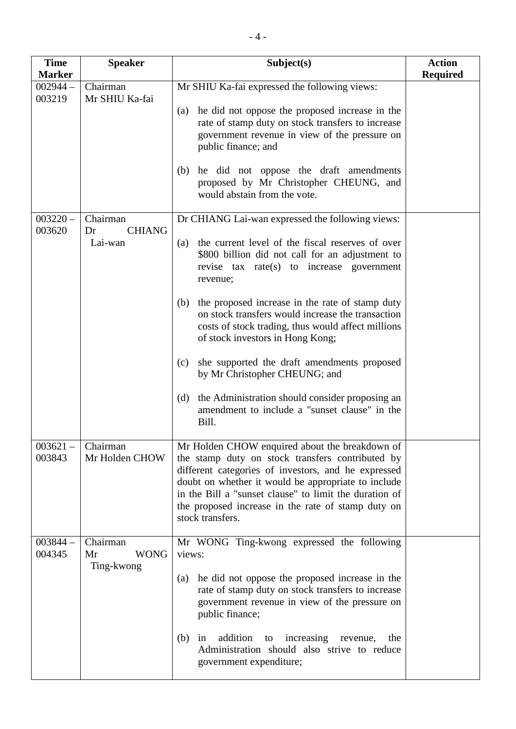| Time Marker | Speaker | Subject(s) | Action Required |
|---|---|---|---|
| 002944 – 003219 | Chairman<br>Mr SHIU Ka-fai | Mr SHIU Ka-fai expressed the following views:<br><br>(a) he did not oppose the proposed increase in the rate of stamp duty on stock transfers to increase government revenue in view of the pressure on public finance; and<br><br>(b) he did not oppose the draft amendments proposed by Mr Christopher CHEUNG, and would abstain from the vote. | |
| 003220 – 003620 | Chairman<br>Dr CHIANG Lai-wan | Dr CHIANG Lai-wan expressed the following views:<br><br>(a) the current level of the fiscal reserves of over \$800 billion did not call for an adjustment to revise tax rate(s) to increase government revenue;<br><br>(b) the proposed increase in the rate of stamp duty on stock transfers would increase the transaction costs of stock trading, thus would affect millions of stock investors in Hong Kong;<br><br>(c) she supported the draft amendments proposed by Mr Christopher CHEUNG; and<br><br>(d) the Administration should consider proposing an amendment to include a "sunset clause" in the Bill. | |
| 003621 – 003843 | Chairman<br>Mr Holden CHOW | Mr Holden CHOW enquired about the breakdown of the stamp duty on stock transfers contributed by different categories of investors, and he expressed doubt on whether it would be appropriate to include in the Bill a "sunset clause" to limit the duration of the proposed increase in the rate of stamp duty on stock transfers. | |
| 003844 – 004345 | Chairman<br>Mr WONG Ting-kwong | Mr WONG Ting-kwong expressed the following views:<br><br>(a) he did not oppose the proposed increase in the rate of stamp duty on stock transfers to increase government revenue in view of the pressure on public finance;<br><br>(b) in addition to increasing revenue, the Administration should also strive to reduce government expenditure; | |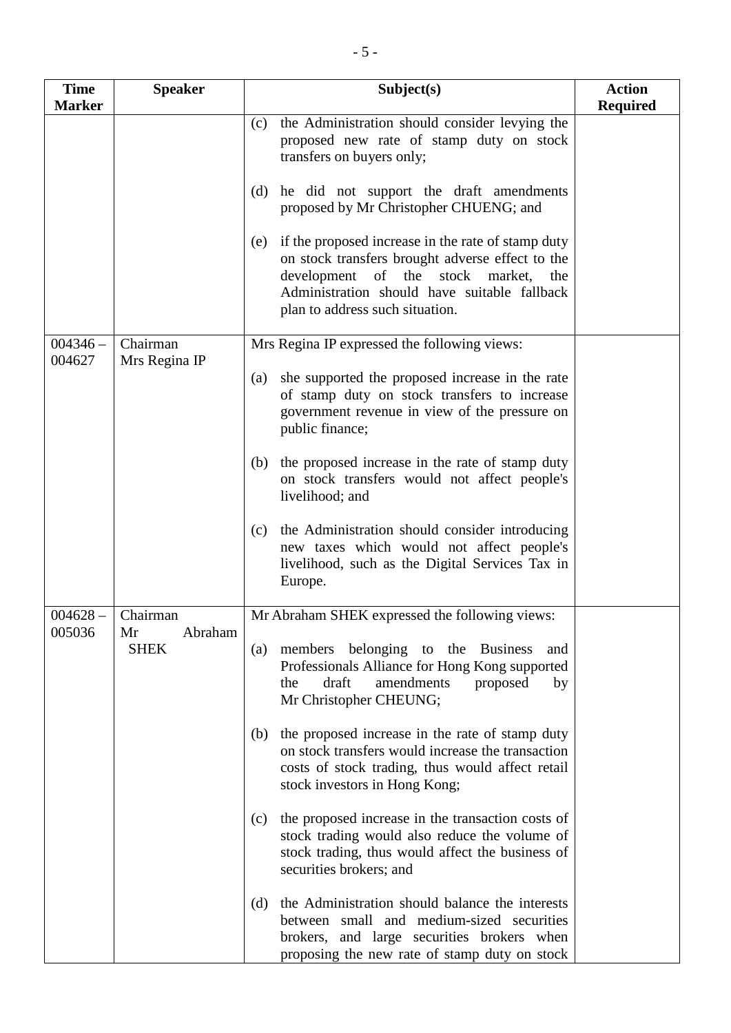| Time Marker | Speaker | Subject(s) | Action Required |
|---|---|---|---|
| | | (c) the Administration should consider levying the proposed new rate of stamp duty on stock transfers on buyers only;<br><br>(d) he did not support the draft amendments proposed by Mr Christopher CHUENG; and<br><br>(e) if the proposed increase in the rate of stamp duty on stock transfers brought adverse effect to the development of the stock market, the Administration should have suitable fallback plan to address such situation. | |
| 004346 – 004627 | Chairman<br>Mrs Regina IP | Mrs Regina IP expressed the following views:<br><br>(a) she supported the proposed increase in the rate of stamp duty on stock transfers to increase government revenue in view of the pressure on public finance;<br><br>(b) the proposed increase in the rate of stamp duty on stock transfers would not affect people's livelihood; and<br><br>(c) the Administration should consider introducing new taxes which would not affect people's livelihood, such as the Digital Services Tax in Europe. | |
| 004628 – 005036 | Chairman<br>Mr Abraham SHEK | Mr Abraham SHEK expressed the following views:<br><br>(a) members belonging to the Business and Professionals Alliance for Hong Kong supported the draft amendments proposed by Mr Christopher CHEUNG;<br><br>(b) the proposed increase in the rate of stamp duty on stock transfers would increase the transaction costs of stock trading, thus would affect retail stock investors in Hong Kong;<br><br>(c) the proposed increase in the transaction costs of stock trading would also reduce the volume of stock trading, thus would affect the business of securities brokers; and<br><br>(d) the Administration should balance the interests between small and medium-sized securities brokers, and large securities brokers when proposing the new rate of stamp duty on stock | |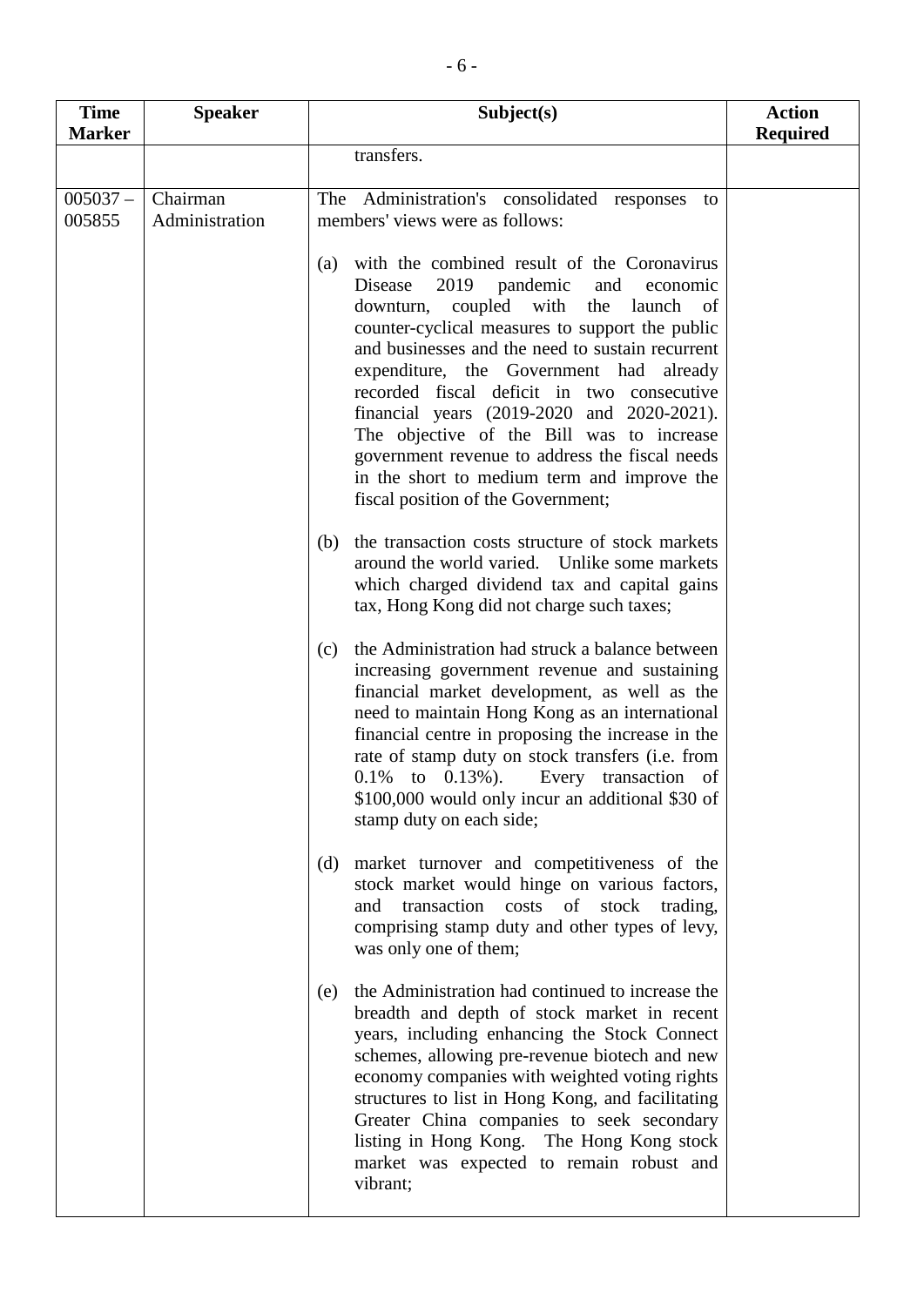| Time Marker | Speaker | Subject(s) | Action Required |
|---|---|---|---|
| | | transfers. | |
| 005037 – 005855 | Chairman<br>Administration | The Administration's consolidated responses to members' views were as follows:<br><br>(a) with the combined result of the Coronavirus Disease 2019 pandemic and economic downturn, coupled with the launch of counter-cyclical measures to support the public and businesses and the need to sustain recurrent expenditure, the Government had already recorded fiscal deficit in two consecutive financial years (2019-2020 and 2020-2021). The objective of the Bill was to increase government revenue to address the fiscal needs in the short to medium term and improve the fiscal position of the Government;<br><br>(b) the transaction costs structure of stock markets around the world varied. Unlike some markets which charged dividend tax and capital gains tax, Hong Kong did not charge such taxes;<br><br>(c) the Administration had struck a balance between increasing government revenue and sustaining financial market development, as well as the need to maintain Hong Kong as an international financial centre in proposing the increase in the rate of stamp duty on stock transfers (i.e. from 0.1% to 0.13%). Every transaction of $100,000 would only incur an additional $30 of stamp duty on each side;<br><br>(d) market turnover and competitiveness of the stock market would hinge on various factors, and transaction costs of stock trading, comprising stamp duty and other types of levy, was only one of them;<br><br>(e) the Administration had continued to increase the breadth and depth of stock market in recent years, including enhancing the Stock Connect schemes, allowing pre-revenue biotech and new economy companies with weighted voting rights structures to list in Hong Kong, and facilitating Greater China companies to seek secondary listing in Hong Kong. The Hong Kong stock market was expected to remain robust and vibrant; | |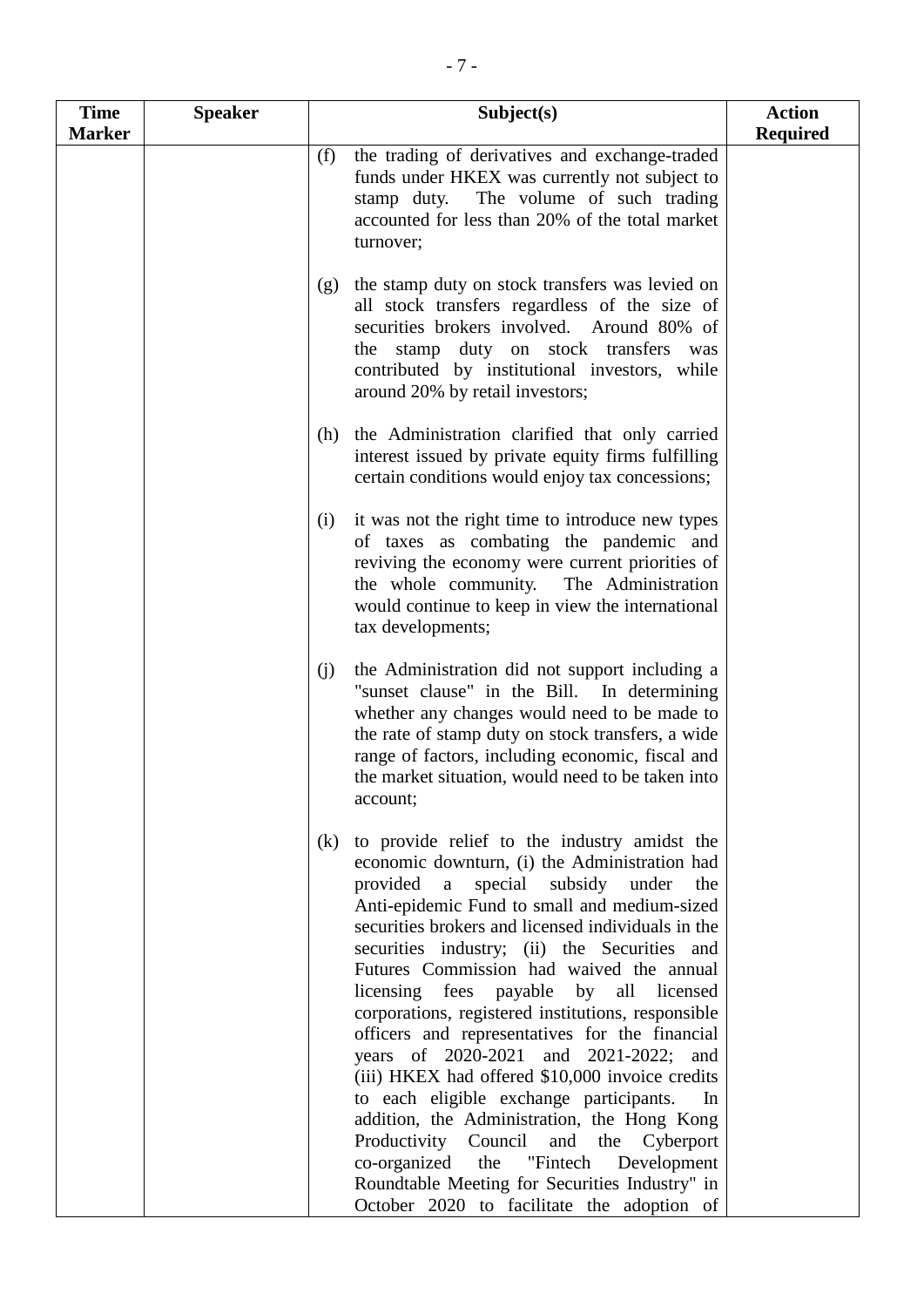| Time Marker | Speaker | Subject(s) | Action Required |
|---|---|---|---|
| | | (f) the trading of derivatives and exchange-traded funds under HKEX was currently not subject to stamp duty. The volume of such trading accounted for less than 20% of the total market turnover;<br><br>(g) the stamp duty on stock transfers was levied on all stock transfers regardless of the size of securities brokers involved. Around 80% of the stamp duty on stock transfers was contributed by institutional investors, while around 20% by retail investors;<br><br>(h) the Administration clarified that only carried interest issued by private equity firms fulfilling certain conditions would enjoy tax concessions;<br><br>(i) it was not the right time to introduce new types of taxes as combating the pandemic and reviving the economy were current priorities of the whole community. The Administration would continue to keep in view the international tax developments;<br><br>(j) the Administration did not support including a "sunset clause" in the Bill. In determining whether any changes would need to be made to the rate of stamp duty on stock transfers, a wide range of factors, including economic, fiscal and the market situation, would need to be taken into account;<br><br>(k) to provide relief to the industry amidst the economic downturn, (i) the Administration had provided a special subsidy under the Anti-epidemic Fund to small and medium-sized securities brokers and licensed individuals in the securities industry; (ii) the Securities and Futures Commission had waived the annual licensing fees payable by all licensed corporations, registered institutions, responsible officers and representatives for the financial years of 2020-2021 and 2021-2022; and (iii) HKEX had offered $10,000 invoice credits to each eligible exchange participants. In addition, the Administration, the Hong Kong Productivity Council and the Cyberport co-organized the "Fintech Development Roundtable Meeting for Securities Industry" in October 2020 to facilitate the adoption of | |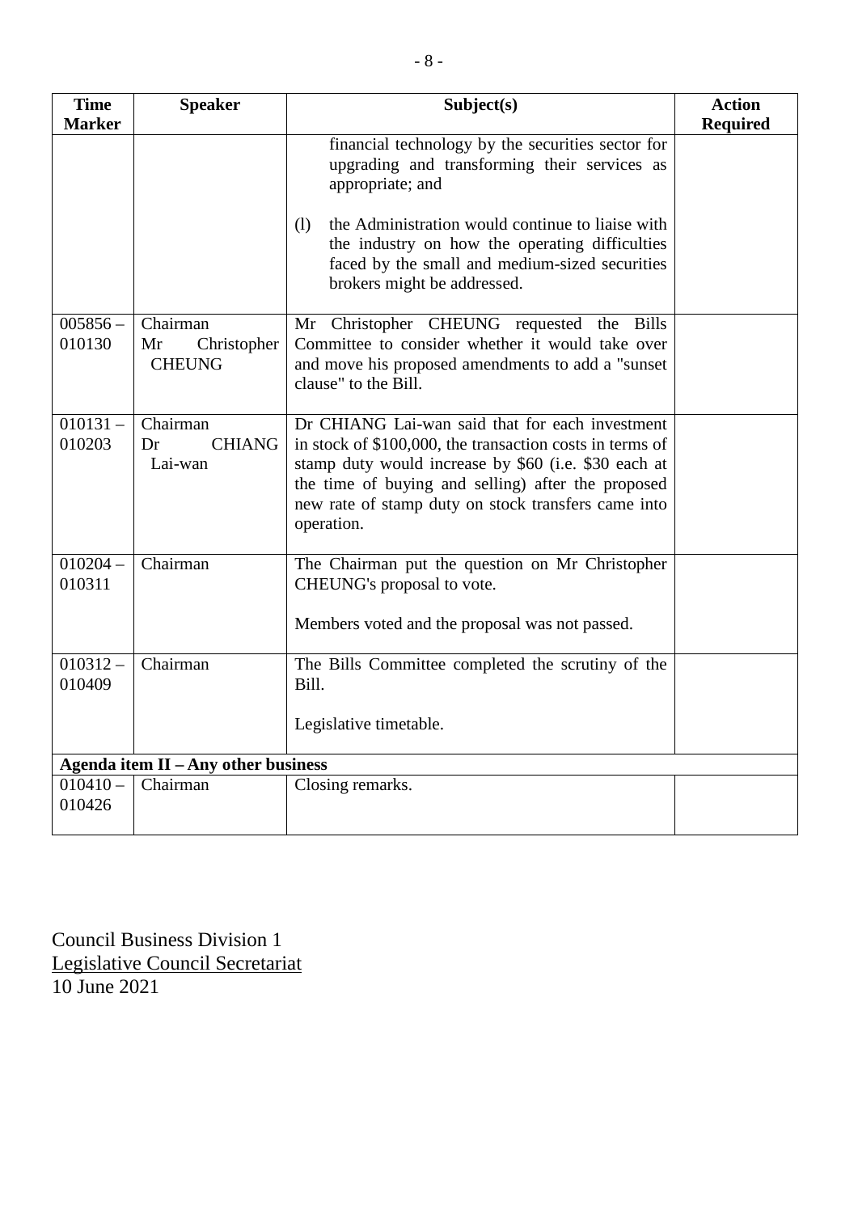| Time Marker | Speaker | Subject(s) | Action Required |
|---|---|---|---|
| | | financial technology by the securities sector for upgrading and transforming their services as appropriate; and<br><br>(l) the Administration would continue to liaise with the industry on how the operating difficulties faced by the small and medium-sized securities brokers might be addressed. | |
| 005856 – 010130 | Chairman<br>Mr Christopher CHEUNG | Mr Christopher CHEUNG requested the Bills Committee to consider whether it would take over and move his proposed amendments to add a "sunset clause" to the Bill. | |
| 010131 – 010203 | Chairman<br>Dr CHIANG Lai-wan | Dr CHIANG Lai-wan said that for each investment in stock of $100,000, the transaction costs in terms of stamp duty would increase by $60 (i.e. $30 each at the time of buying and selling) after the proposed new rate of stamp duty on stock transfers came into operation. | |
| 010204 – 010311 | Chairman | The Chairman put the question on Mr Christopher CHEUNG's proposal to vote.<br><br>Members voted and the proposal was not passed. | |
| 010312 – 010409 | Chairman | The Bills Committee completed the scrutiny of the Bill.<br><br>Legislative timetable. | |
| **Agenda item II – Any other business** | | | |
| 010410 – 010426 | Chairman | Closing remarks. | |

Council Business Division 1
Legislative Council Secretariat
10 June 2021